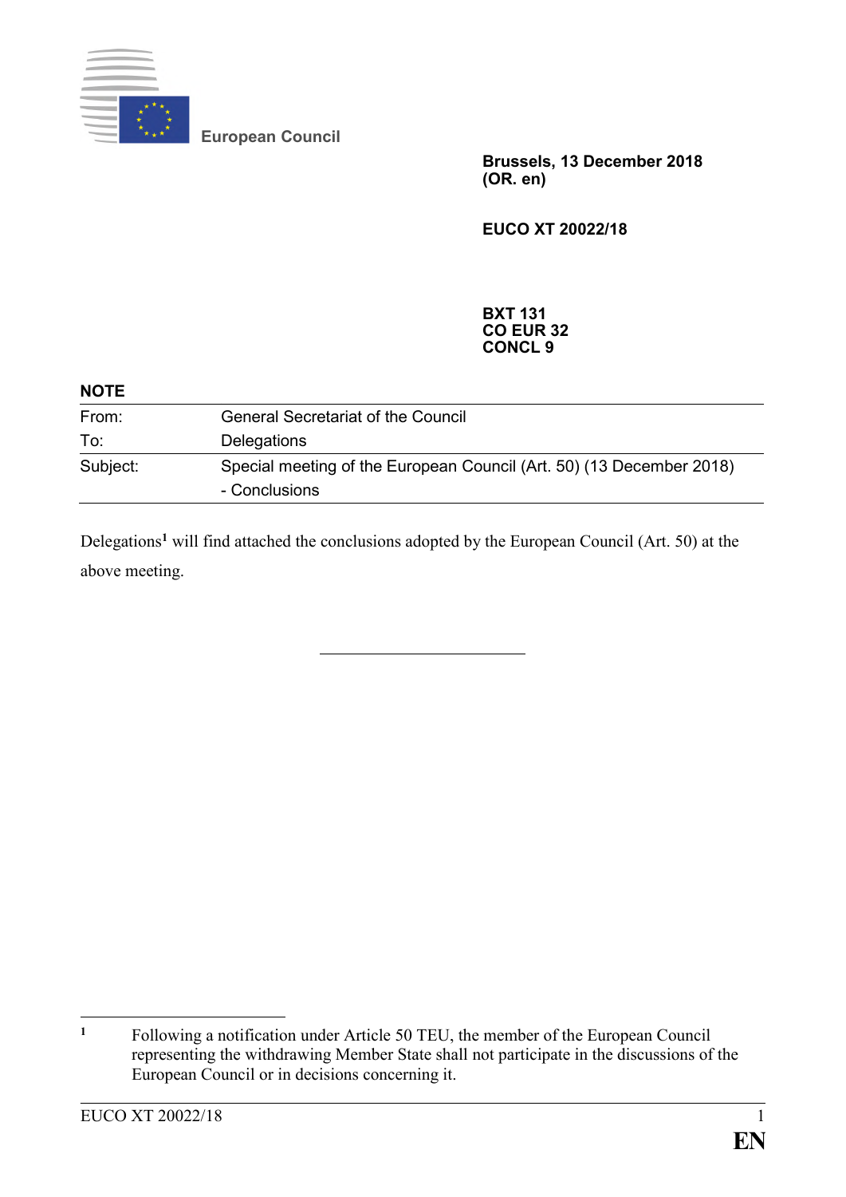European Council

**Brussels, 13 December 2018**
**(OR. en)**

**EUCO XT 20022/18**

**BXT 131**
**CO EUR 32**
**CONCL 9**

**NOTE**

| | |
|---|---|
| From: | General Secretariat of the Council |
| To: | Delegations |
| Subject: | Special meeting of the European Council (Art. 50) (13 December 2018) - Conclusions |

Delegations[1] will find attached the conclusions adopted by the European Council (Art. 50) at the above meeting.

---

[1] Following a notification under Article 50 TEU, the member of the European Council representing the withdrawing Member State shall not participate in the discussions of the European Council or in decisions concerning it.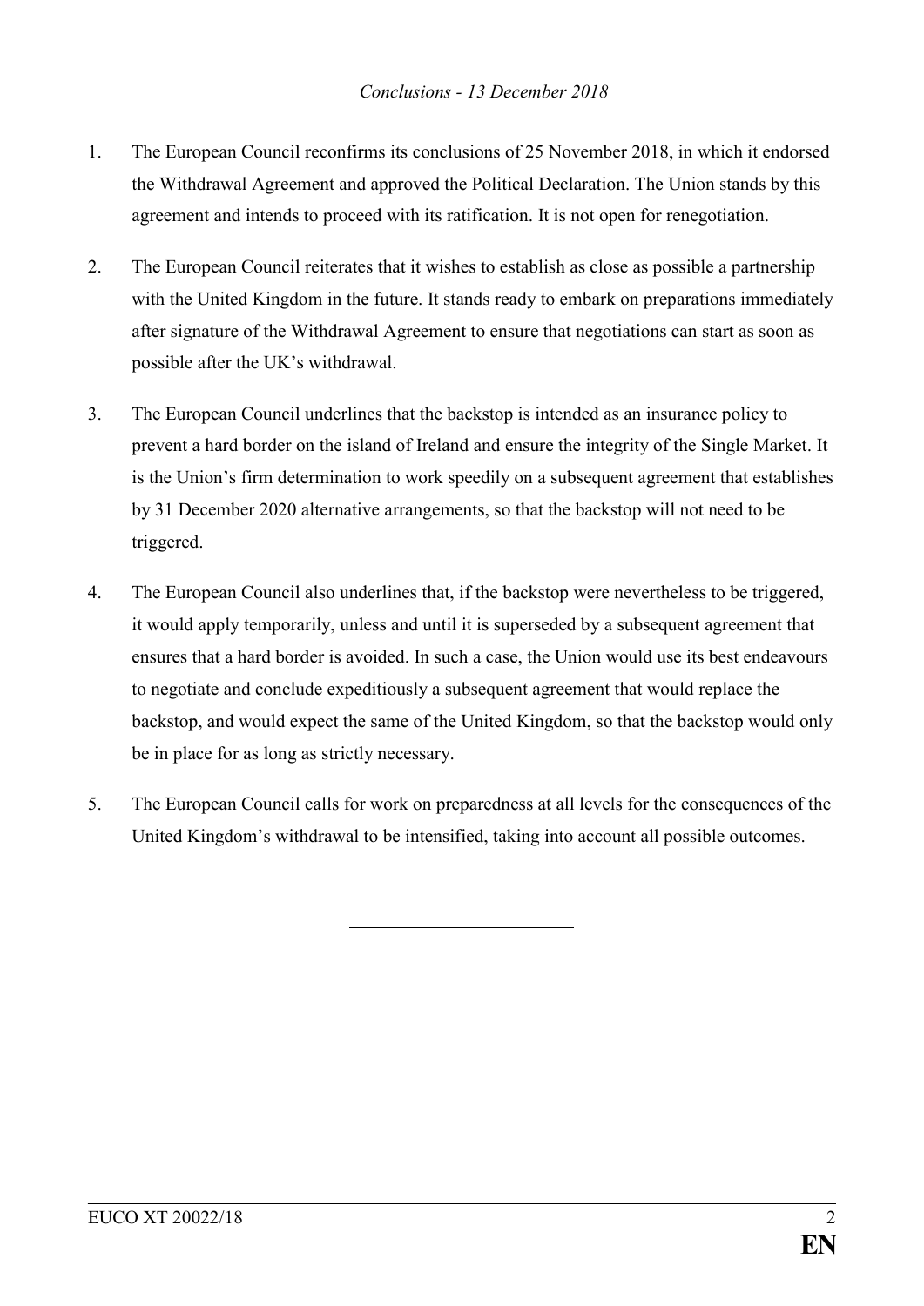*Conclusions - 13 December 2018*

1. The European Council reconfirms its conclusions of 25 November 2018, in which it endorsed the Withdrawal Agreement and approved the Political Declaration. The Union stands by this agreement and intends to proceed with its ratification. It is not open for renegotiation.

2. The European Council reiterates that it wishes to establish as close as possible a partnership with the United Kingdom in the future. It stands ready to embark on preparations immediately after signature of the Withdrawal Agreement to ensure that negotiations can start as soon as possible after the UK's withdrawal.

3. The European Council underlines that the backstop is intended as an insurance policy to prevent a hard border on the island of Ireland and ensure the integrity of the Single Market. It is the Union's firm determination to work speedily on a subsequent agreement that establishes by 31 December 2020 alternative arrangements, so that the backstop will not need to be triggered.

4. The European Council also underlines that, if the backstop were nevertheless to be triggered, it would apply temporarily, unless and until it is superseded by a subsequent agreement that ensures that a hard border is avoided. In such a case, the Union would use its best endeavours to negotiate and conclude expeditiously a subsequent agreement that would replace the backstop, and would expect the same of the United Kingdom, so that the backstop would only be in place for as long as strictly necessary.

5. The European Council calls for work on preparedness at all levels for the consequences of the United Kingdom's withdrawal to be intensified, taking into account all possible outcomes.